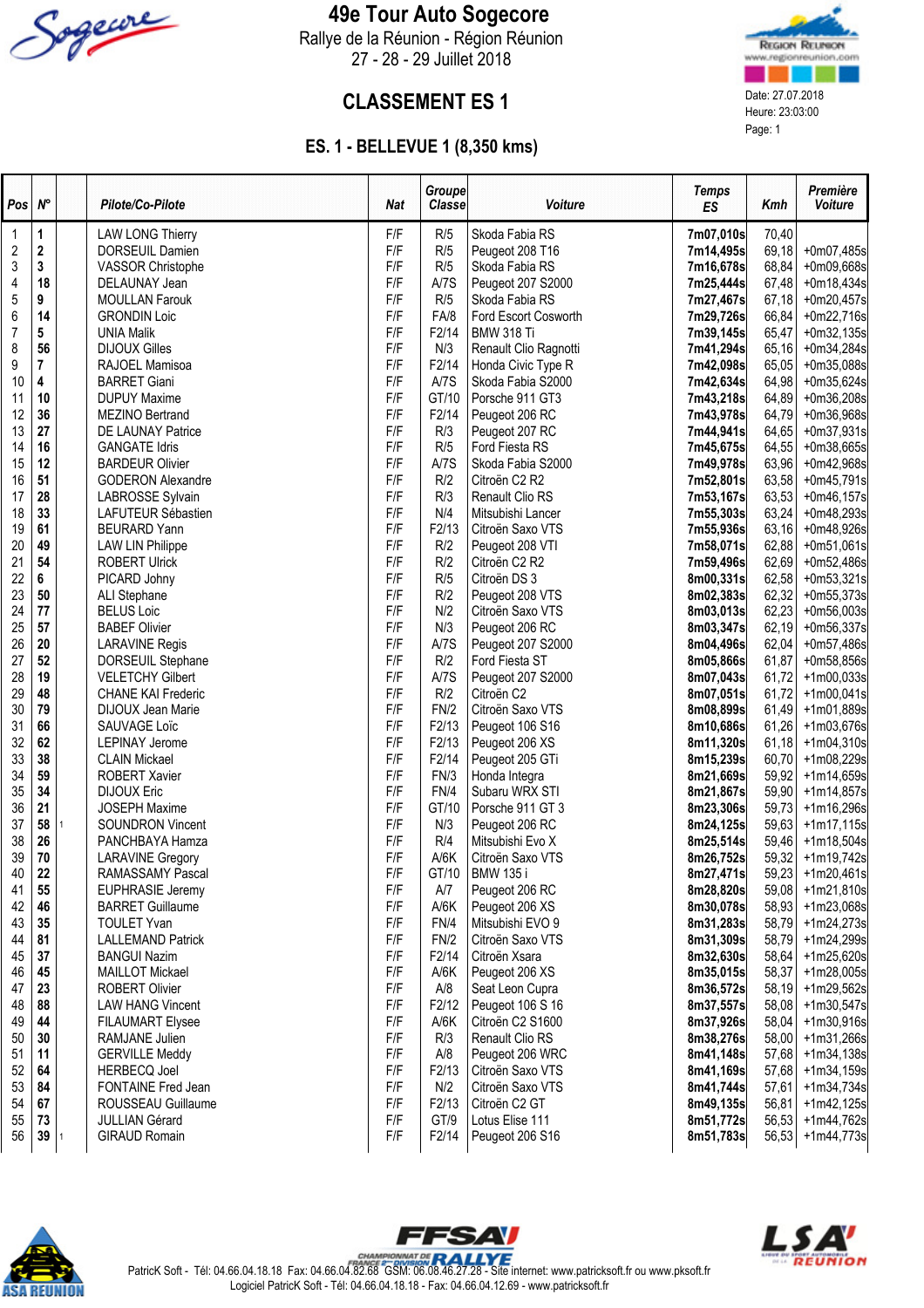# 49e Tour Auto Sogecore

Rallye de la Réunion - Région Réunion

27 - 28 - 29 Juillet 2018

Date: 27.07.2018
Heure: 23:03:00

## CLASSEMENT ES 1

### ES. 1 - BELLEVUE 1 (8,350 kms)

| Pos | N° | | Pilote/Co-Pilote | Nat | Groupe Classe | Voiture | Temps ES | Kmh | Première Voiture |
|---|---|---|---|---|---|---|---|---|---|
| 1 | 1 | | LAW LONG Thierry | F/F | R/5 | Skoda Fabia RS | 7m07,010s | 70,40 | |
| 2 | 2 | | DORSEUIL Damien | F/F | R/5 | Peugeot 208 T16 | 7m14,495s | 69,18 | +0m07,485s |
| 3 | 3 | | VASSOR Christophe | F/F | R/5 | Skoda Fabia RS | 7m16,678s | 68,84 | +0m09,668s |
| 4 | 18 | | DELAUNAY Jean | F/F | A/7S | Peugeot 207 S2000 | 7m25,444s | 67,48 | +0m18,434s |
| 5 | 9 | | MOULLAN Farouk | F/F | R/5 | Skoda Fabia RS | 7m27,467s | 67,18 | +0m20,457s |
| 6 | 14 | | GRONDIN Loic | F/F | FA/8 | Ford Escort Cosworth | 7m29,726s | 66,84 | +0m22,716s |
| 7 | 5 | | UNIA Malik | F/F | F2/14 | BMW 318 Ti | 7m39,145s | 65,47 | +0m32,135s |
| 8 | 56 | | DIJOUX Gilles | F/F | N/3 | Renault Clio Ragnotti | 7m41,294s | 65,16 | +0m34,284s |
| 9 | 7 | | RAJOEL Mamisoa | F/F | F2/14 | Honda Civic Type R | 7m42,098s | 65,05 | +0m35,088s |
| 10 | 4 | | BARRET Giani | F/F | A/7S | Skoda Fabia S2000 | 7m42,634s | 64,98 | +0m35,624s |
| 11 | 10 | | DUPUY Maxime | F/F | GT/10 | Porsche 911 GT3 | 7m43,218s | 64,89 | +0m36,208s |
| 12 | 36 | | MEZINO Bertrand | F/F | F2/14 | Peugeot 206 RC | 7m43,978s | 64,79 | +0m36,968s |
| 13 | 27 | | DE LAUNAY Patrice | F/F | R/3 | Peugeot 207 RC | 7m44,941s | 64,65 | +0m37,931s |
| 14 | 16 | | GANGATE Idris | F/F | R/5 | Ford Fiesta RS | 7m45,675s | 64,55 | +0m38,665s |
| 15 | 12 | | BARDEUR Olivier | F/F | A/7S | Skoda Fabia S2000 | 7m49,978s | 63,96 | +0m42,968s |
| 16 | 51 | | GODERON Alexandre | F/F | R/2 | Citroën C2 R2 | 7m52,801s | 63,58 | +0m45,791s |
| 17 | 28 | | LABROSSE Sylvain | F/F | R/3 | Renault Clio RS | 7m53,167s | 63,53 | +0m46,157s |
| 18 | 33 | | LAFUTEUR Sébastien | F/F | N/4 | Mitsubishi Lancer | 7m55,303s | 63,24 | +0m48,293s |
| 19 | 61 | | BEURARD Yann | F/F | F2/13 | Citroën Saxo VTS | 7m55,936s | 63,16 | +0m48,926s |
| 20 | 49 | | LAW LIN Philippe | F/F | R/2 | Peugeot 208 VTI | 7m58,071s | 62,88 | +0m51,061s |
| 21 | 54 | | ROBERT Ulrick | F/F | R/2 | Citroën C2 R2 | 7m59,496s | 62,69 | +0m52,486s |
| 22 | 6 | | PICARD Johny | F/F | R/5 | Citroën DS 3 | 8m00,331s | 62,58 | +0m53,321s |
| 23 | 50 | | ALI Stephane | F/F | R/2 | Peugeot 208 VTS | 8m02,383s | 62,32 | +0m55,373s |
| 24 | 77 | | BELUS Loic | F/F | N/2 | Citroën Saxo VTS | 8m03,013s | 62,23 | +0m56,003s |
| 25 | 57 | | BABEF Olivier | F/F | N/3 | Peugeot 206 RC | 8m03,347s | 62,19 | +0m56,337s |
| 26 | 20 | | LARAVINE Regis | F/F | A/7S | Peugeot 207 S2000 | 8m04,496s | 62,04 | +0m57,486s |
| 27 | 52 | | DORSEUIL Stephane | F/F | R/2 | Ford Fiesta ST | 8m05,866s | 61,87 | +0m58,856s |
| 28 | 19 | | VELETCHY Gilbert | F/F | A/7S | Peugeot 207 S2000 | 8m07,043s | 61,72 | +1m00,033s |
| 29 | 48 | | CHANE KAI Frederic | F/F | R/2 | Citroën C2 | 8m07,051s | 61,72 | +1m00,041s |
| 30 | 79 | | DIJOUX Jean Marie | F/F | FN/2 | Citroën Saxo VTS | 8m08,899s | 61,49 | +1m01,889s |
| 31 | 66 | | SAUVAGE Loïc | F/F | F2/13 | Peugeot 106 S16 | 8m10,686s | 61,26 | +1m03,676s |
| 32 | 62 | | LEPINAY Jerome | F/F | F2/13 | Peugeot 206 XS | 8m11,320s | 61,18 | +1m04,310s |
| 33 | 38 | | CLAIN Mickael | F/F | F2/14 | Peugeot 205 GTi | 8m15,239s | 60,70 | +1m08,229s |
| 34 | 59 | | ROBERT Xavier | F/F | FN/3 | Honda Integra | 8m21,669s | 59,92 | +1m14,659s |
| 35 | 34 | | DIJOUX Eric | F/F | FN/4 | Subaru WRX STI | 8m21,867s | 59,90 | +1m14,857s |
| 36 | 21 | | JOSEPH Maxime | F/F | GT/10 | Porsche 911 GT 3 | 8m23,306s | 59,73 | +1m16,296s |
| 37 | 58 | 1 | SOUNDRON Vincent | F/F | N/3 | Peugeot 206 RC | 8m24,125s | 59,63 | +1m17,115s |
| 38 | 26 | | PANCHBAYA Hamza | F/F | R/4 | Mitsubishi Evo X | 8m25,514s | 59,46 | +1m18,504s |
| 39 | 70 | | LARAVINE Gregory | F/F | A/6K | Citroën Saxo VTS | 8m26,752s | 59,32 | +1m19,742s |
| 40 | 22 | | RAMASSAMY Pascal | F/F | GT/10 | BMW 135 i | 8m27,471s | 59,23 | +1m20,461s |
| 41 | 55 | | EUPHRASIE Jeremy | F/F | A/7 | Peugeot 206 RC | 8m28,820s | 59,08 | +1m21,810s |
| 42 | 46 | | BARRET Guillaume | F/F | A/6K | Peugeot 206 XS | 8m30,078s | 58,93 | +1m23,068s |
| 43 | 35 | | TOULET Yvan | F/F | FN/4 | Mitsubishi EVO 9 | 8m31,283s | 58,79 | +1m24,273s |
| 44 | 81 | | LALLEMAND Patrick | F/F | FN/2 | Citroën Saxo VTS | 8m31,309s | 58,79 | +1m24,299s |
| 45 | 37 | | BANGUI Nazim | F/F | F2/14 | Citroën Xsara | 8m32,630s | 58,64 | +1m25,620s |
| 46 | 45 | | MAILLOT Mickael | F/F | A/6K | Peugeot 206 XS | 8m35,015s | 58,37 | +1m28,005s |
| 47 | 23 | | ROBERT Olivier | F/F | A/8 | Seat Leon Cupra | 8m36,572s | 58,19 | +1m29,562s |
| 48 | 88 | | LAW HANG Vincent | F/F | F2/12 | Peugeot 106 S 16 | 8m37,557s | 58,08 | +1m30,547s |
| 49 | 44 | | FILAUMART Elysee | F/F | A/6K | Citroën C2 S1600 | 8m37,926s | 58,04 | +1m30,916s |
| 50 | 30 | | RAMJANE Julien | F/F | R/3 | Renault Clio RS | 8m38,276s | 58,00 | +1m31,266s |
| 51 | 11 | | GERVILLE Meddy | F/F | A/8 | Peugeot 206 WRC | 8m41,148s | 57,68 | +1m34,138s |
| 52 | 64 | | HERBECQ Joel | F/F | F2/13 | Citroën Saxo VTS | 8m41,169s | 57,68 | +1m34,159s |
| 53 | 84 | | FONTAINE Fred Jean | F/F | N/2 | Citroën Saxo VTS | 8m41,744s | 57,61 | +1m34,734s |
| 54 | 67 | | ROUSSEAU Guillaume | F/F | F2/13 | Citroën C2 GT | 8m49,135s | 56,81 | +1m42,125s |
| 55 | 73 | | JULLIAN Gérard | F/F | GT/9 | Lotus Elise 111 | 8m51,772s | 56,53 | +1m44,762s |
| 56 | 39 | 1 | GIRAUD Romain | F/F | F2/14 | Peugeot 206 S16 | 8m51,783s | 56,53 | +1m44,773s |

PatricK Soft - Tél: 04.66.04.18.18 Fax: 04.66.04.82.68 GSM: 06.08.46.27.28 - Site internet: www.patricksoft.fr ou www.pksoft.fr
Logiciel PatricK Soft - Tél: 04.66.04.18.18 - Fax: 04.66.04.12.69 - www.patricksoft.fr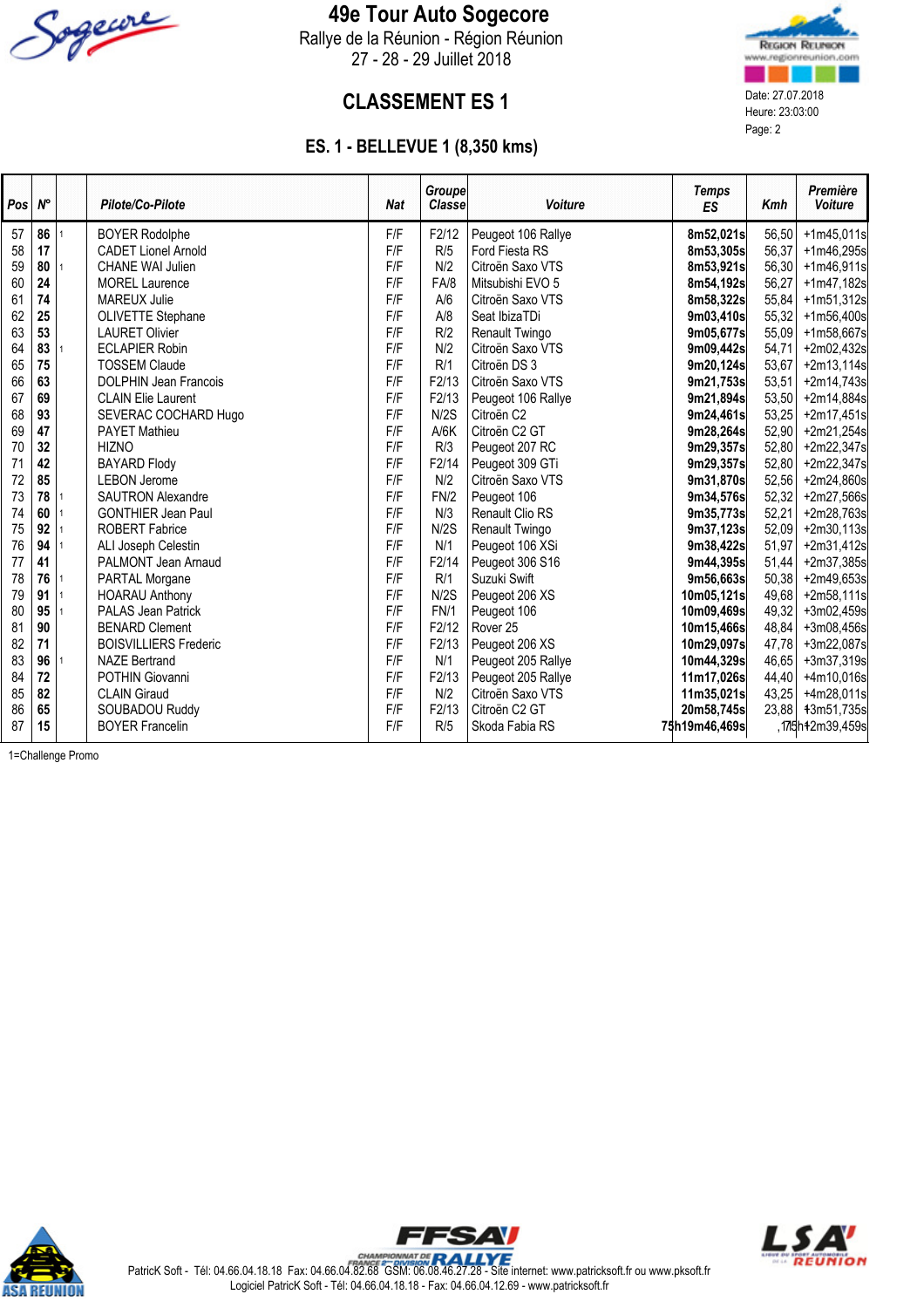# 49e Tour Auto Sogecore

Rallye de la Réunion - Région Réunion
27 - 28 - 29 Juillet 2018

## CLASSEMENT ES 1

Date: 27.07.2018
Heure: 23:03:00

### ES. 1 - BELLEVUE 1 (8,350 kms)

| Pos | N° | | Pilote/Co-Pilote | Nat | Groupe Classe | Voiture | Temps ES | Kmh | Première Voiture |
|---|---|---|---|---|---|---|---|---|---|
| 57 | 86 | 1 | BOYER Rodolphe | F/F | F2/12 | Peugeot 106 Rallye | 8m52,021s | 56,50 | +1m45,011s |
| 58 | 17 | | CADET Lionel Arnold | F/F | R/5 | Ford Fiesta RS | 8m53,305s | 56,37 | +1m46,295s |
| 59 | 80 | 1 | CHANE WAI Julien | F/F | N/2 | Citroën Saxo VTS | 8m53,921s | 56,30 | +1m46,911s |
| 60 | 24 | | MOREL Laurence | F/F | FA/8 | Mitsubishi EVO 5 | 8m54,192s | 56,27 | +1m47,182s |
| 61 | 74 | | MAREUX Julie | F/F | A/6 | Citroën Saxo VTS | 8m58,322s | 55,84 | +1m51,312s |
| 62 | 25 | | OLIVETTE Stephane | F/F | A/8 | Seat IbizaTDi | 9m03,410s | 55,32 | +1m56,400s |
| 63 | 53 | | LAURET Olivier | F/F | R/2 | Renault Twingo | 9m05,677s | 55,09 | +1m58,667s |
| 64 | 83 | 1 | ECLAPIER Robin | F/F | N/2 | Citroën Saxo VTS | 9m09,442s | 54,71 | +2m02,432s |
| 65 | 75 | | TOSSEM Claude | F/F | R/1 | Citroën DS 3 | 9m20,124s | 53,67 | +2m13,114s |
| 66 | 63 | | DOLPHIN Jean Francois | F/F | F2/13 | Citroën Saxo VTS | 9m21,753s | 53,51 | +2m14,743s |
| 67 | 69 | | CLAIN Elie Laurent | F/F | F2/13 | Peugeot 106 Rallye | 9m21,894s | 53,50 | +2m14,884s |
| 68 | 93 | | SEVERAC COCHARD Hugo | F/F | N/2S | Citroën C2 | 9m24,461s | 53,25 | +2m17,451s |
| 69 | 47 | | PAYET Mathieu | F/F | A/6K | Citroën C2 GT | 9m28,264s | 52,90 | +2m21,254s |
| 70 | 32 | | HIZNO | F/F | R/3 | Peugeot 207 RC | 9m29,357s | 52,80 | +2m22,347s |
| 71 | 42 | | BAYARD Flody | F/F | F2/14 | Peugeot 309 GTi | 9m29,357s | 52,80 | +2m22,347s |
| 72 | 85 | | LEBON Jerome | F/F | N/2 | Citroën Saxo VTS | 9m31,870s | 52,56 | +2m24,860s |
| 73 | 78 | 1 | SAUTRON Alexandre | F/F | FN/2 | Peugeot 106 | 9m34,576s | 52,32 | +2m27,566s |
| 74 | 60 | 1 | GONTHIER Jean Paul | F/F | N/3 | Renault Clio RS | 9m35,773s | 52,21 | +2m28,763s |
| 75 | 92 | 1 | ROBERT Fabrice | F/F | N/2S | Renault Twingo | 9m37,123s | 52,09 | +2m30,113s |
| 76 | 94 | 1 | ALI Joseph Celestin | F/F | N/1 | Peugeot 106 XSi | 9m38,422s | 51,97 | +2m31,412s |
| 77 | 41 | | PALMONT Jean Arnaud | F/F | F2/14 | Peugeot 306 S16 | 9m44,395s | 51,44 | +2m37,385s |
| 78 | 76 | 1 | PARTAL Morgane | F/F | R/1 | Suzuki Swift | 9m56,663s | 50,38 | +2m49,653s |
| 79 | 91 | 1 | HOARAU Anthony | F/F | N/2S | Peugeot 206 XS | 10m05,121s | 49,68 | +2m58,111s |
| 80 | 95 | 1 | PALAS Jean Patrick | F/F | FN/1 | Peugeot 106 | 10m09,469s | 49,32 | +3m02,459s |
| 81 | 90 | | BENARD Clement | F/F | F2/12 | Rover 25 | 10m15,466s | 48,84 | +3m08,456s |
| 82 | 71 | | BOISVILLIERS Frederic | F/F | F2/13 | Peugeot 206 XS | 10m29,097s | 47,78 | +3m22,087s |
| 83 | 96 | 1 | NAZE Bertrand | F/F | N/1 | Peugeot 205 Rallye | 10m44,329s | 46,65 | +3m37,319s |
| 84 | 72 | | POTHIN Giovanni | F/F | F2/13 | Peugeot 205 Rallye | 11m17,026s | 44,40 | +4m10,016s |
| 85 | 82 | | CLAIN Giraud | F/F | N/2 | Citroën Saxo VTS | 11m35,021s | 43,25 | +4m28,011s |
| 86 | 65 | | SOUBADOU Ruddy | F/F | F2/13 | Citroën C2 GT | 20m58,745s | 23,88 | +13m51,735s |
| 87 | 15 | | BOYER Francelin | F/F | R/5 | Skoda Fabia RS | 75h19m46,469s | ,11 | +75h12m39,459s |

1=Challenge Promo

PatricK Soft - Tél: 04.66.04.18.18 Fax: 04.66.04.82.68 GSM: 06.08.46.27.28 - Site internet: www.patricksoft.fr ou www.pksoft.fr
Logiciel PatricK Soft - Tél: 04.66.04.18.18 - Fax: 04.66.04.12.69 - www.patricksoft.fr